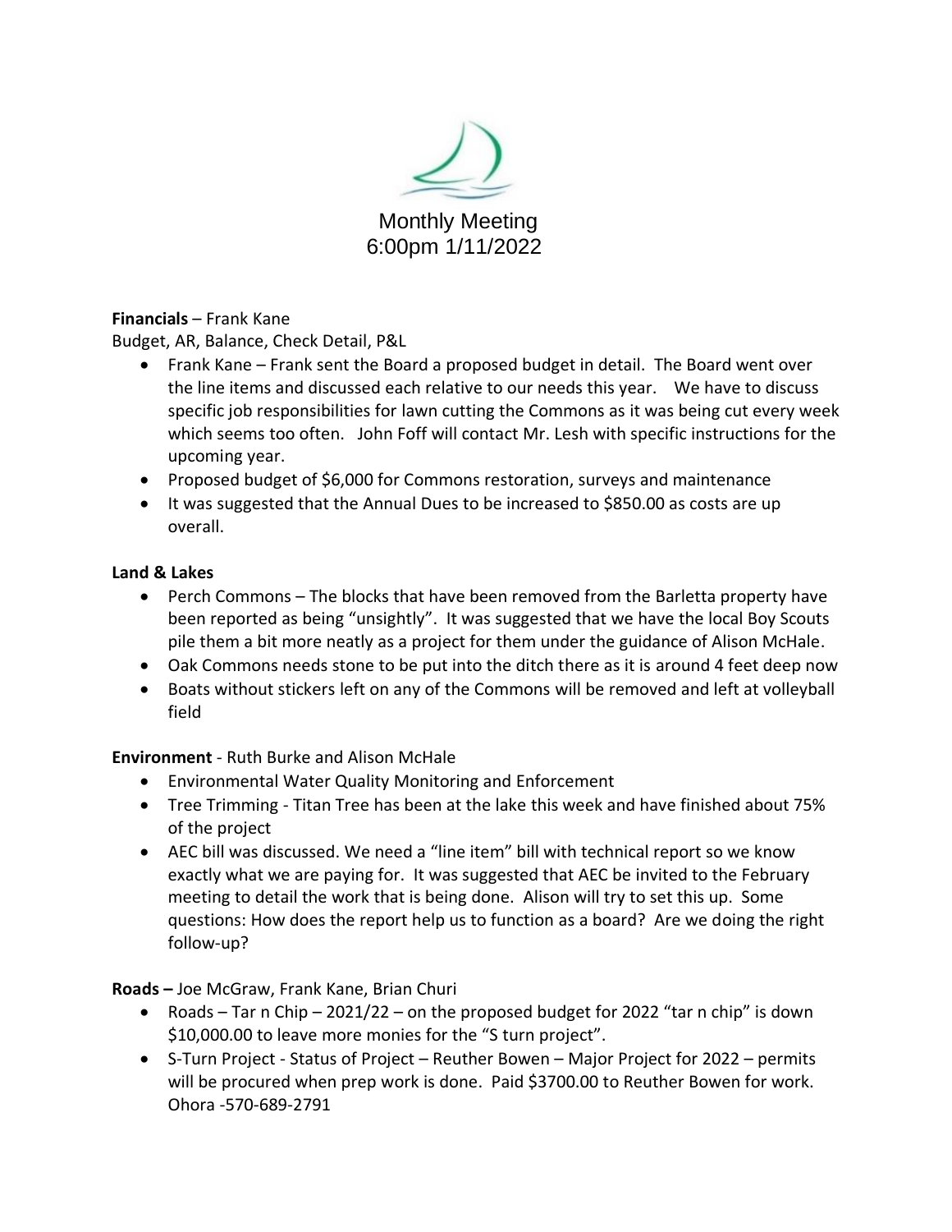# Monthly Meeting
## 6:00pm 1/11/2022

**Financials** – Frank Kane

Budget, AR, Balance, Check Detail, P&L

- Frank Kane – Frank sent the Board a proposed budget in detail. The Board went over the line items and discussed each relative to our needs this year. We have to discuss specific job responsibilities for lawn cutting the Commons as it was being cut every week which seems too often. John Foff will contact Mr. Lesh with specific instructions for the upcoming year.
- Proposed budget of $6,000 for Commons restoration, surveys and maintenance
- It was suggested that the Annual Dues to be increased to $850.00 as costs are up overall.

**Land & Lakes**

- Perch Commons – The blocks that have been removed from the Barletta property have been reported as being "unsightly". It was suggested that we have the local Boy Scouts pile them a bit more neatly as a project for them under the guidance of Alison McHale.
- Oak Commons needs stone to be put into the ditch there as it is around 4 feet deep now
- Boats without stickers left on any of the Commons will be removed and left at volleyball field

**Environment** - Ruth Burke and Alison McHale

- Environmental Water Quality Monitoring and Enforcement
- Tree Trimming - Titan Tree has been at the lake this week and have finished about 75% of the project
- AEC bill was discussed. We need a "line item" bill with technical report so we know exactly what we are paying for. It was suggested that AEC be invited to the February meeting to detail the work that is being done. Alison will try to set this up. Some questions: How does the report help us to function as a board? Are we doing the right follow-up?

**Roads –** Joe McGraw, Frank Kane, Brian Churi

- Roads – Tar n Chip – 2021/22 – on the proposed budget for 2022 "tar n chip" is down $10,000.00 to leave more monies for the "S turn project".
- S-Turn Project - Status of Project – Reuther Bowen – Major Project for 2022 – permits will be procured when prep work is done. Paid $3700.00 to Reuther Bowen for work. Ohora -570-689-2791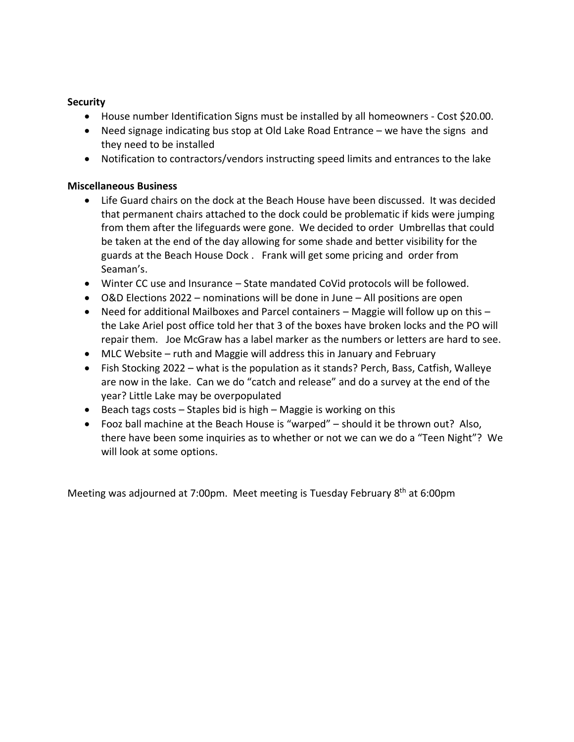**Security**

- House number Identification Signs must be installed by all homeowners - Cost $20.00.
- Need signage indicating bus stop at Old Lake Road Entrance – we have the signs and they need to be installed
- Notification to contractors/vendors instructing speed limits and entrances to the lake

**Miscellaneous Business**

- Life Guard chairs on the dock at the Beach House have been discussed. It was decided that permanent chairs attached to the dock could be problematic if kids were jumping from them after the lifeguards were gone. We decided to order Umbrellas that could be taken at the end of the day allowing for some shade and better visibility for the guards at the Beach House Dock . Frank will get some pricing and order from Seaman's.
- Winter CC use and Insurance – State mandated CoVid protocols will be followed.
- O&D Elections 2022 – nominations will be done in June – All positions are open
- Need for additional Mailboxes and Parcel containers – Maggie will follow up on this – the Lake Ariel post office told her that 3 of the boxes have broken locks and the PO will repair them. Joe McGraw has a label marker as the numbers or letters are hard to see.
- MLC Website – ruth and Maggie will address this in January and February
- Fish Stocking 2022 – what is the population as it stands? Perch, Bass, Catfish, Walleye are now in the lake. Can we do "catch and release" and do a survey at the end of the year? Little Lake may be overpopulated
- Beach tags costs – Staples bid is high – Maggie is working on this
- Fooz ball machine at the Beach House is "warped" – should it be thrown out? Also, there have been some inquiries as to whether or not we can we do a "Teen Night"? We will look at some options.

Meeting was adjourned at 7:00pm. Meet meeting is Tuesday February 8th at 6:00pm